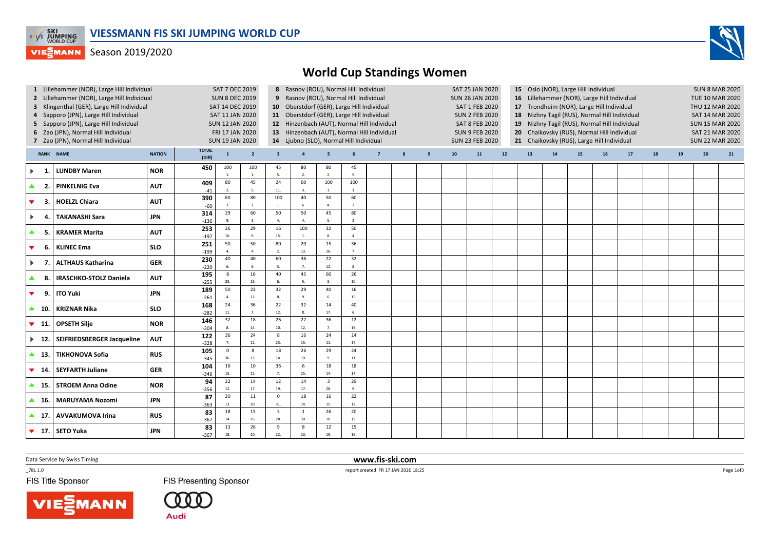# VIESSMANN FIS SKI JUMPING WORLD CUP

Season 2019/2020

## World Cup Standings Women

| No. | Competition | Date |
|---|---|---|
| 1 | Lillehammer (NOR), Large Hill Individual | SAT 7 DEC 2019 |
| 2 | Lillehammer (NOR), Large Hill Individual | SUN 8 DEC 2019 |
| 3 | Klingenthal (GER), Large Hill Individual | SAT 14 DEC 2019 |
| 4 | Sapporo (JPN), Large Hill Individual | SAT 11 JAN 2020 |
| 5 | Sapporo (JPN), Large Hill Individual | SUN 12 JAN 2020 |
| 6 | Zao (JPN), Normal Hill Individual | FRI 17 JAN 2020 |
| 7 | Zao (JPN), Normal Hill Individual | SUN 19 JAN 2020 |
| 8 | Rasnov (ROU), Normal Hill Individual | SAT 25 JAN 2020 |
| 9 | Rasnov (ROU), Normal Hill Individual | SUN 26 JAN 2020 |
| 10 | Oberstdorf (GER), Large Hill Individual | SAT 1 FEB 2020 |
| 11 | Oberstdorf (GER), Large Hill Individual | SUN 2 FEB 2020 |
| 12 | Hinzenbach (AUT), Normal Hill Individual | SAT 8 FEB 2020 |
| 13 | Hinzenbach (AUT), Normal Hill Individual | SUN 9 FEB 2020 |
| 14 | Ljubno (SLO), Normal Hill Individual | SUN 23 FEB 2020 |
| 15 | Oslo (NOR), Large Hill Individual | SUN 8 MAR 2020 |
| 16 | Lillehammer (NOR), Large Hill Individual | TUE 10 MAR 2020 |
| 17 | Trondheim (NOR), Large Hill Individual | THU 12 MAR 2020 |
| 18 | Nizhny Tagil (RUS), Normal Hill Individual | SAT 14 MAR 2020 |
| 19 | Nizhny Tagil (RUS), Normal Hill Individual | SUN 15 MAR 2020 |
| 20 | Chaikovsky (RUS), Normal Hill Individual | SAT 21 MAR 2020 |
| 21 | Chaikovsky (RUS), Large Hill Individual | SUN 22 MAR 2020 |

| RANK | NAME | NATION | TOTAL (Diff) | 1 | 2 | 3 | 4 | 5 | 6 | 7 | 8 | 9 | 10 | 11 | 12 | 13 | 14 | 15 | 16 | 17 | 18 | 19 | 20 | 21 |
|---|---|---|---|---|---|---|---|---|---|---|---|---|---|---|---|---|---|---|---|---|---|---|---|---|
| 1. | LUNDBY Maren | NOR | 450 | 100 1. | 100 1. | 45 5. | 80 2. | 80 2. | 45 5. | | | | | | | | | | | | | | | |
| 2. | PINKELNIG Eva | AUT | 409 -41 | 80 2. | 45 5. | 24 11. | 60 3. | 100 1. | 100 1. | | | | | | | | | | | | | | | |
| 3. | HOELZL Chiara | AUT | 390 -60 | 60 3. | 80 2. | 100 1. | 40 6. | 50 4. | 60 3. | | | | | | | | | | | | | | | |
| 4. | TAKANASHI Sara | JPN | 314 -136 | 29 9. | 60 3. | 50 4. | 50 4. | 45 5. | 80 2. | | | | | | | | | | | | | | | |
| 5. | KRAMER Marita | AUT | 253 -197 | 26 10. | 29 9. | 16 15. | 100 1. | 32 8. | 50 4. | | | | | | | | | | | | | | | |
| 6. | KLINEC Ema | SLO | 251 -199 | 50 4. | 50 4. | 80 2. | 20 13. | 15 16. | 36 7. | | | | | | | | | | | | | | | |
| 7. | ALTHAUS Katharina | GER | 230 -220 | 40 6. | 40 6. | 60 3. | 36 7. | 22 12. | 32 8. | | | | | | | | | | | | | | | |
| 8. | IRASCHKO-STOLZ Daniela | AUT | 195 -255 | 8 23. | 16 15. | 40 6. | 45 5. | 60 3. | 26 10. | | | | | | | | | | | | | | | |
| 9. | ITO Yuki | JPN | 189 -261 | 50 4. | 22 12. | 32 8. | 29 9. | 40 6. | 16 15. | | | | | | | | | | | | | | | |
| 10. | KRIZNAR Nika | SLO | 168 -282 | 24 11. | 36 7. | 22 12. | 32 8. | 14 17. | 40 6. | | | | | | | | | | | | | | | |
| 11. | OPSETH Silje | NOR | 146 -304 | 32 8. | 18 14. | 26 10. | 22 12. | 36 7. | 12 19. | | | | | | | | | | | | | | | |
| 12. | SEIFRIEDSBERGER Jacqueline | AUT | 122 -328 | 36 7. | 24 11. | 8 23. | 16 15. | 24 11. | 14 17. | | | | | | | | | | | | | | | |
| 13. | TIKHONOVA Sofia | RUS | 105 -345 | 0 36. | 8 23. | 18 14. | 26 10. | 29 9. | 24 11. | | | | | | | | | | | | | | | |
| 14. | SEYFARTH Juliane | GER | 104 -346 | 16 15. | 10 21. | 36 7. | 6 25. | 18 14. | 18 14. | | | | | | | | | | | | | | | |
| 15. | STROEM Anna Odine | NOR | 94 -356 | 22 12. | 14 17. | 12 19. | 14 17. | 3 28. | 29 9. | | | | | | | | | | | | | | | |
| 16. | MARUYAMA Nozomi | JPN | 87 -363 | 20 13. | 11 20. | 0 31. | 18 14. | 16 15. | 22 12. | | | | | | | | | | | | | | | |
| 17. | AVVAKUMOVA Irina | RUS | 83 -367 | 18 14. | 15 16. | 3 28. | 1 30. | 26 10. | 20 13. | | | | | | | | | | | | | | | |
| 17. | SETO Yuka | JPN | 83 -367 | 13 18. | 26 10. | 9 22. | 8 23. | 12 19. | 15 16. | | | | | | | | | | | | | | | |

Data Service by Swiss Timing

www.fis-ski.com

_78L 1.0

report created FR 17 JAN 2020 18:25

FIS Title Sponsor

FIS Presenting Sponsor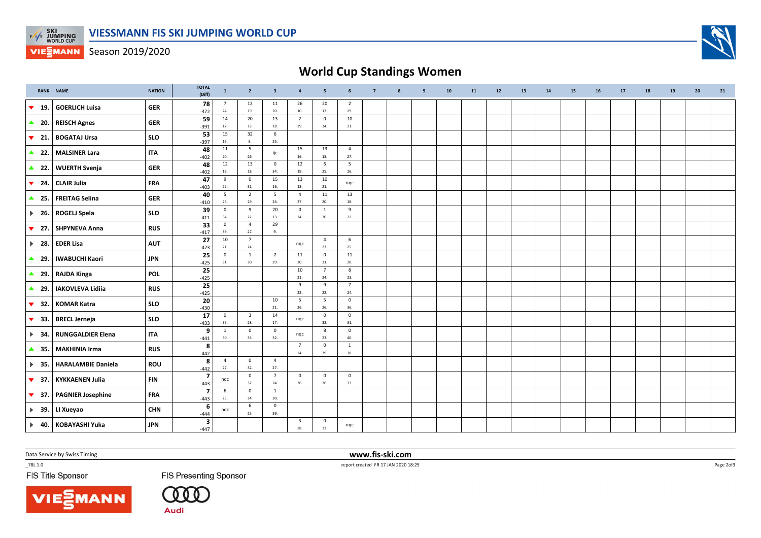# VIESSMANN FIS SKI JUMPING WORLD CUP

Season 2019/2020

## World Cup Standings Women

| RANK | | NAME | NATION | TOTAL (Diff) | 1 | 2 | 3 | 4 | 5 | 6 | 7 | 8 | 9 | 10 | 11 | 12 | 13 | 14 | 15 | 16 | 17 | 18 | 19 | 20 | 21 |
|---|---|---|---|---|---|---|---|---|---|---|---|---|---|---|---|---|---|---|---|---|---|---|---|---|---|
| ▼ | 19. | GOERLICH Luisa | GER | 78 -372 | 7 24. | 12 19. | 11 20. | 26 10. | 20 13. | 2 29. | | | | | | | | | | | | | | | |
| ▲ | 20. | REISCH Agnes | GER | 59 -391 | 14 17. | 20 13. | 13 18. | 2 29. | 0 34. | 10 21. | | | | | | | | | | | | | | | |
| ▼ | 21. | BOGATAJ Ursa | SLO | 53 -397 | 15 16. | 32 8. | 6 25. | | | | | | | | | | | | | | | | | | |
| ▲ | 22. | MALSINER Lara | ITA | 48 -402 | 11 20. | 5 26. | ijc | 15 16. | 13 18. | 4 27. | | | | | | | | | | | | | | | |
| ▲ | 22. | WUERTH Svenja | GER | 48 -402 | 12 19. | 13 18. | 0 34. | 12 19. | 6 25. | 5 26. | | | | | | | | | | | | | | | |
| ▼ | 24. | CLAIR Julia | FRA | 47 -403 | 9 22. | 0 31. | 15 16. | 13 18. | 10 21. | nqc | | | | | | | | | | | | | | | |
| ▲ | 25. | FREITAG Selina | GER | 40 -410 | 5 26. | 2 29. | 5 26. | 4 27. | 11 20. | 13 18. | | | | | | | | | | | | | | | |
| ▶ | 26. | ROGELJ Spela | SLO | 39 -411 | 0 34. | 9 22. | 20 13. | 0 34. | 1 30. | 9 22. | | | | | | | | | | | | | | | |
| ▼ | 27. | SHPYNEVA Anna | RUS | 33 -417 | 0 39. | 4 27. | 29 9. | | | | | | | | | | | | | | | | | | |
| ▶ | 28. | EDER Lisa | AUT | 27 -423 | 10 21. | 7 24. | | nqc | 4 27. | 6 25. | | | | | | | | | | | | | | | |
| ▲ | 29. | IWABUCHI Kaori | JPN | 25 -425 | 0 31. | 1 30. | 2 29. | 11 20. | 0 31. | 11 20. | | | | | | | | | | | | | | | |
| ▲ | 29. | RAJDA Kinga | POL | 25 -425 | | | | 10 21. | 7 24. | 8 23. | | | | | | | | | | | | | | | |
| ▲ | 29. | IAKOVLEVA Lidiia | RUS | 25 -425 | | | | 9 22. | 9 22. | 7 24. | | | | | | | | | | | | | | | |
| ▼ | 32. | KOMAR Katra | SLO | 20 -430 | | | 10 21. | 5 26. | 5 26. | 0 36. | | | | | | | | | | | | | | | |
| ▼ | 33. | BRECL Jerneja | SLO | 17 -433 | 0 35. | 3 28. | 14 17. | nqc | 0 32. | 0 31. | | | | | | | | | | | | | | | |
| ▶ | 34. | RUNGGALDIER Elena | ITA | 9 -441 | 1 30. | 0 33. | 0 32. | nqc | 8 23. | 0 40. | | | | | | | | | | | | | | | |
| ▲ | 35. | MAKHINIA Irma | RUS | 8 -442 | | | | 7 24. | 0 39. | 1 30. | | | | | | | | | | | | | | | |
| ▶ | 35. | HARALAMBIE Daniela | ROU | 8 -442 | 4 27. | 0 32. | 4 27. | | | | | | | | | | | | | | | | | | |
| ▼ | 37. | KYKKAENEN Julia | FIN | 7 -443 | nqc | 0 37. | 7 24. | 0 36. | 0 36. | 0 33. | | | | | | | | | | | | | | | |
| ▼ | 37. | PAGNIER Josephine | FRA | 7 -443 | 6 25. | 0 34. | 1 30. | | | | | | | | | | | | | | | | | | |
| ▶ | 39. | LI Xueyao | CHN | 6 -444 | nqc | 6 25. | 0 39. | | | | | | | | | | | | | | | | | | |
| ▶ | 40. | KOBAYASHI Yuka | JPN | 3 -447 | | | | 3 28. | 0 33. | nqc | | | | | | | | | | | | | | | |

Data Service by Swiss Timing

www.fis-ski.com

_78L 1.0

report created FR 17 JAN 2020 18:25

FIS Title Sponsor

FIS Presenting Sponsor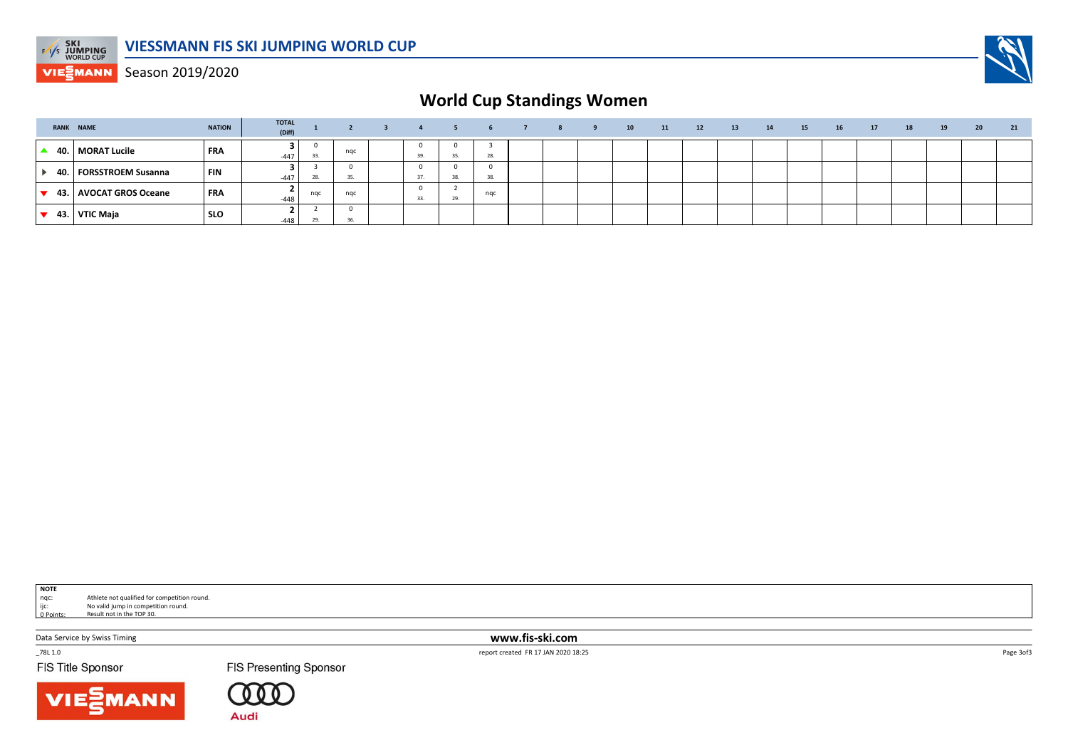# VIESSMANN FIS SKI JUMPING WORLD CUP

Season 2019/2020

## World Cup Standings Women

| RANK | NAME | NATION | TOTAL (Diff) | 1 | 2 | 3 | 4 | 5 | 6 | 7 | 8 | 9 | 10 | 11 | 12 | 13 | 14 | 15 | 16 | 17 | 18 | 19 | 20 | 21 |
|---|---|---|---|---|---|---|---|---|---|---|---|---|---|---|---|---|---|---|---|---|---|---|---|---|
| ▲ 40. | MORAT Lucile | FRA | 3 -447 | 0 33. | nqc | | 0 39. | 0 35. | 3 28. | | | | | | | | | | | | | | | |
| ► 40. | FORSSTROEM Susanna | FIN | 3 -447 | 3 28. | 0 35. | | 0 37. | 0 38. | 0 38. | | | | | | | | | | | | | | | |
| ▼ 43. | AVOCAT GROS Oceane | FRA | 2 -448 | nqc | nqc | | 0 33. | 2 29. | nqc | | | | | | | | | | | | | | | |
| ▼ 43. | VTIC Maja | SLO | 2 -448 | 2 29. | 0 36. | | | | | | | | | | | | | | | | | | | |

**NOTE**

nqc: Athlete not qualified for competition round.
ijc: No valid jump in competition round.
0 Points: Result not in the TOP 30.

Data Service by Swiss Timing

www.fis-ski.com

_78L 1.0

report created FR 17 JAN 2020 18:25

FIS Title Sponsor

FIS Presenting Sponsor